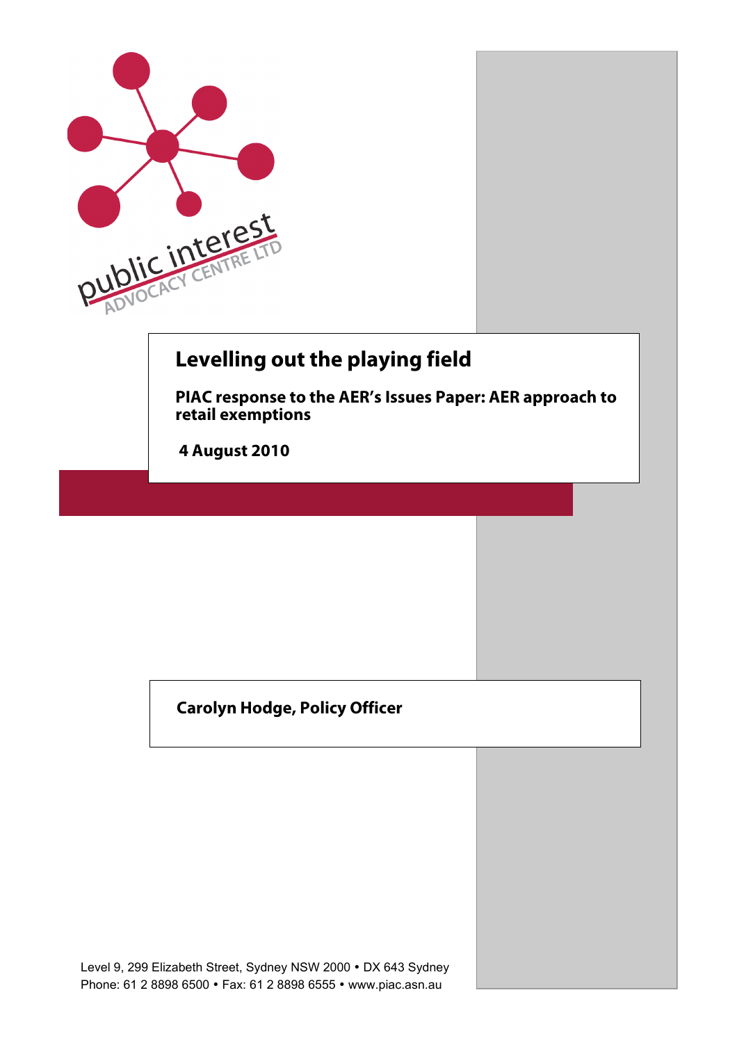public interest ADVOCACY CENTRE LTD

# Levelling out the playing field

**PIAC response to the AER's Issues Paper: AER approach to retail exemptions**

**4 August 2010**

**Carolyn Hodge, Policy Officer**

Level 9, 299 Elizabeth Street, Sydney NSW 2000 • DX 643 Sydney
Phone: 61 2 8898 6500 • Fax: 61 2 8898 6555 • www.piac.asn.au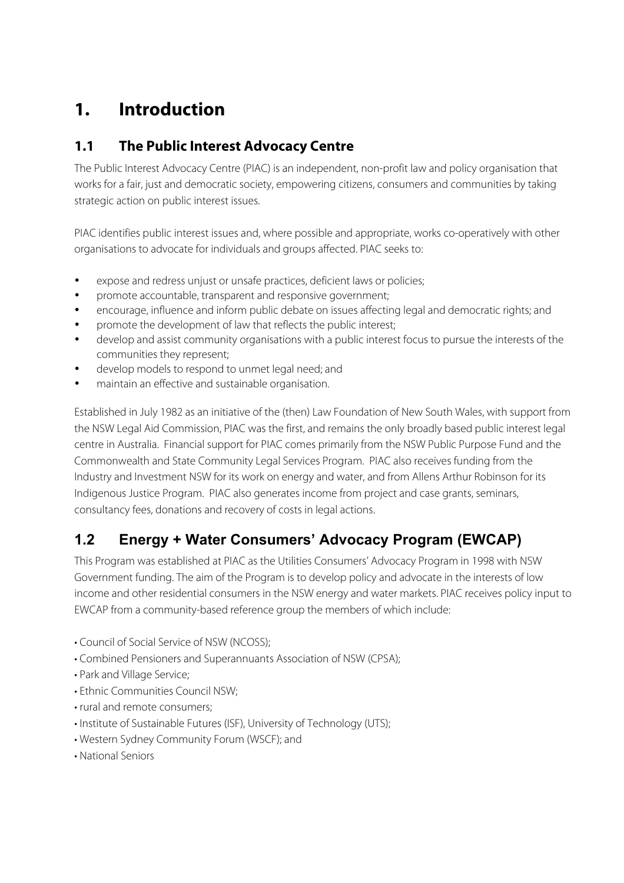# 1. Introduction

## 1.1 The Public Interest Advocacy Centre

The Public Interest Advocacy Centre (PIAC) is an independent, non-profit law and policy organisation that works for a fair, just and democratic society, empowering citizens, consumers and communities by taking strategic action on public interest issues.

PIAC identifies public interest issues and, where possible and appropriate, works co-operatively with other organisations to advocate for individuals and groups affected. PIAC seeks to:

- expose and redress unjust or unsafe practices, deficient laws or policies;
- promote accountable, transparent and responsive government;
- encourage, influence and inform public debate on issues affecting legal and democratic rights; and
- promote the development of law that reflects the public interest;
- develop and assist community organisations with a public interest focus to pursue the interests of the communities they represent;
- develop models to respond to unmet legal need; and
- maintain an effective and sustainable organisation.

Established in July 1982 as an initiative of the (then) Law Foundation of New South Wales, with support from the NSW Legal Aid Commission, PIAC was the first, and remains the only broadly based public interest legal centre in Australia. Financial support for PIAC comes primarily from the NSW Public Purpose Fund and the Commonwealth and State Community Legal Services Program. PIAC also receives funding from the Industry and Investment NSW for its work on energy and water, and from Allens Arthur Robinson for its Indigenous Justice Program. PIAC also generates income from project and case grants, seminars, consultancy fees, donations and recovery of costs in legal actions.

## 1.2 Energy + Water Consumers' Advocacy Program (EWCAP)

This Program was established at PIAC as the Utilities Consumers' Advocacy Program in 1998 with NSW Government funding. The aim of the Program is to develop policy and advocate in the interests of low income and other residential consumers in the NSW energy and water markets. PIAC receives policy input to EWCAP from a community-based reference group the members of which include:

- Council of Social Service of NSW (NCOSS);
- Combined Pensioners and Superannuants Association of NSW (CPSA);
- Park and Village Service;
- Ethnic Communities Council NSW;
- rural and remote consumers;
- Institute of Sustainable Futures (ISF), University of Technology (UTS);
- Western Sydney Community Forum (WSCF); and
- National Seniors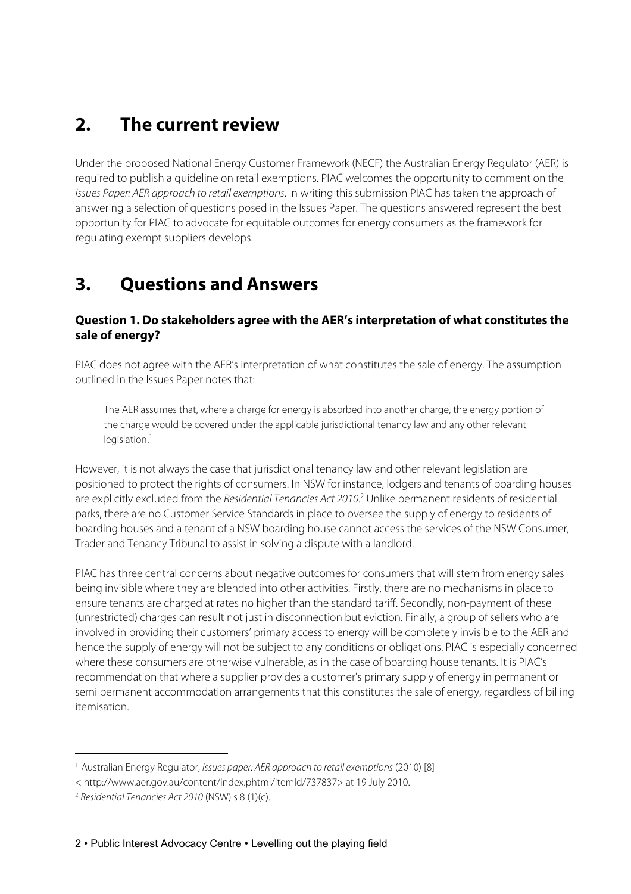## 2. The current review

Under the proposed National Energy Customer Framework (NECF) the Australian Energy Regulator (AER) is required to publish a guideline on retail exemptions. PIAC welcomes the opportunity to comment on the *Issues Paper: AER approach to retail exemptions*. In writing this submission PIAC has taken the approach of answering a selection of questions posed in the Issues Paper. The questions answered represent the best opportunity for PIAC to advocate for equitable outcomes for energy consumers as the framework for regulating exempt suppliers develops.

## 3. Questions and Answers

### Question 1. Do stakeholders agree with the AER's interpretation of what constitutes the sale of energy?

PIAC does not agree with the AER's interpretation of what constitutes the sale of energy. The assumption outlined in the Issues Paper notes that:

> The AER assumes that, where a charge for energy is absorbed into another charge, the energy portion of the charge would be covered under the applicable jurisdictional tenancy law and any other relevant legislation.[1]

However, it is not always the case that jurisdictional tenancy law and other relevant legislation are positioned to protect the rights of consumers. In NSW for instance, lodgers and tenants of boarding houses are explicitly excluded from the *Residential Tenancies Act 2010*.[2] Unlike permanent residents of residential parks, there are no Customer Service Standards in place to oversee the supply of energy to residents of boarding houses and a tenant of a NSW boarding house cannot access the services of the NSW Consumer, Trader and Tenancy Tribunal to assist in solving a dispute with a landlord.

PIAC has three central concerns about negative outcomes for consumers that will stem from energy sales being invisible where they are blended into other activities. Firstly, there are no mechanisms in place to ensure tenants are charged at rates no higher than the standard tariff. Secondly, non-payment of these (unrestricted) charges can result not just in disconnection but eviction. Finally, a group of sellers who are involved in providing their customers' primary access to energy will be completely invisible to the AER and hence the supply of energy will not be subject to any conditions or obligations. PIAC is especially concerned where these consumers are otherwise vulnerable, as in the case of boarding house tenants. It is PIAC's recommendation that where a supplier provides a customer's primary supply of energy in permanent or semi permanent accommodation arrangements that this constitutes the sale of energy, regardless of billing itemisation.

---

[1] Australian Energy Regulator, *Issues paper: AER approach to retail exemptions* (2010) [8] < http://www.aer.gov.au/content/index.phtml/itemId/737837> at 19 July 2010.

[2] *Residential Tenancies Act 2010* (NSW) s 8 (1)(c).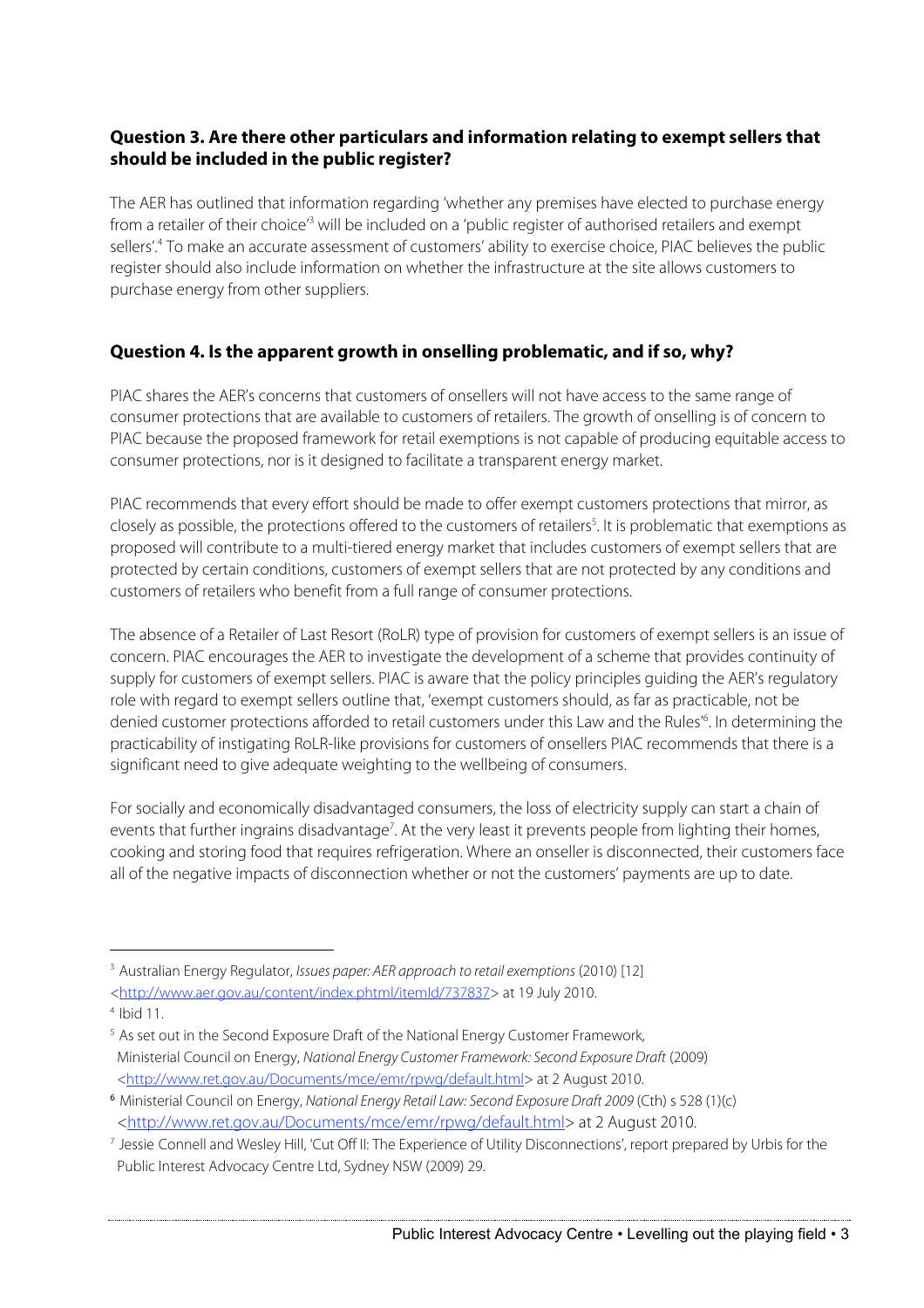### Question 3. Are there other particulars and information relating to exempt sellers that should be included in the public register?

The AER has outlined that information regarding 'whether any premises have elected to purchase energy from a retailer of their choice'[3] will be included on a 'public register of authorised retailers and exempt sellers'.[4] To make an accurate assessment of customers' ability to exercise choice, PIAC believes the public register should also include information on whether the infrastructure at the site allows customers to purchase energy from other suppliers.

### Question 4. Is the apparent growth in onselling problematic, and if so, why?

PIAC shares the AER's concerns that customers of onsellers will not have access to the same range of consumer protections that are available to customers of retailers. The growth of onselling is of concern to PIAC because the proposed framework for retail exemptions is not capable of producing equitable access to consumer protections, nor is it designed to facilitate a transparent energy market.

PIAC recommends that every effort should be made to offer exempt customers protections that mirror, as closely as possible, the protections offered to the customers of retailers[5]. It is problematic that exemptions as proposed will contribute to a multi-tiered energy market that includes customers of exempt sellers that are protected by certain conditions, customers of exempt sellers that are not protected by any conditions and customers of retailers who benefit from a full range of consumer protections.

The absence of a Retailer of Last Resort (RoLR) type of provision for customers of exempt sellers is an issue of concern. PIAC encourages the AER to investigate the development of a scheme that provides continuity of supply for customers of exempt sellers. PIAC is aware that the policy principles guiding the AER's regulatory role with regard to exempt sellers outline that, 'exempt customers should, as far as practicable, not be denied customer protections afforded to retail customers under this Law and the Rules'[6]. In determining the practicability of instigating RoLR-like provisions for customers of onsellers PIAC recommends that there is a significant need to give adequate weighting to the wellbeing of consumers.

For socially and economically disadvantaged consumers, the loss of electricity supply can start a chain of events that further ingrains disadvantage[7]. At the very least it prevents people from lighting their homes, cooking and storing food that requires refrigeration. Where an onseller is disconnected, their customers face all of the negative impacts of disconnection whether or not the customers' payments are up to date.

---

[3] Australian Energy Regulator, *Issues paper: AER approach to retail exemptions* (2010) [12] <http://www.aer.gov.au/content/index.phtml/itemId/737837> at 19 July 2010.

[4] Ibid 11.

[5] As set out in the Second Exposure Draft of the National Energy Customer Framework, Ministerial Council on Energy, *National Energy Customer Framework: Second Exposure Draft* (2009) <http://www.ret.gov.au/Documents/mce/emr/rpwg/default.html> at 2 August 2010.

[6] Ministerial Council on Energy, *National Energy Retail Law: Second Exposure Draft 2009* (Cth) s 528 (1)(c) <http://www.ret.gov.au/Documents/mce/emr/rpwg/default.html> at 2 August 2010.

[7] Jessie Connell and Wesley Hill, 'Cut Off II: The Experience of Utility Disconnections', report prepared by Urbis for the Public Interest Advocacy Centre Ltd, Sydney NSW (2009) 29.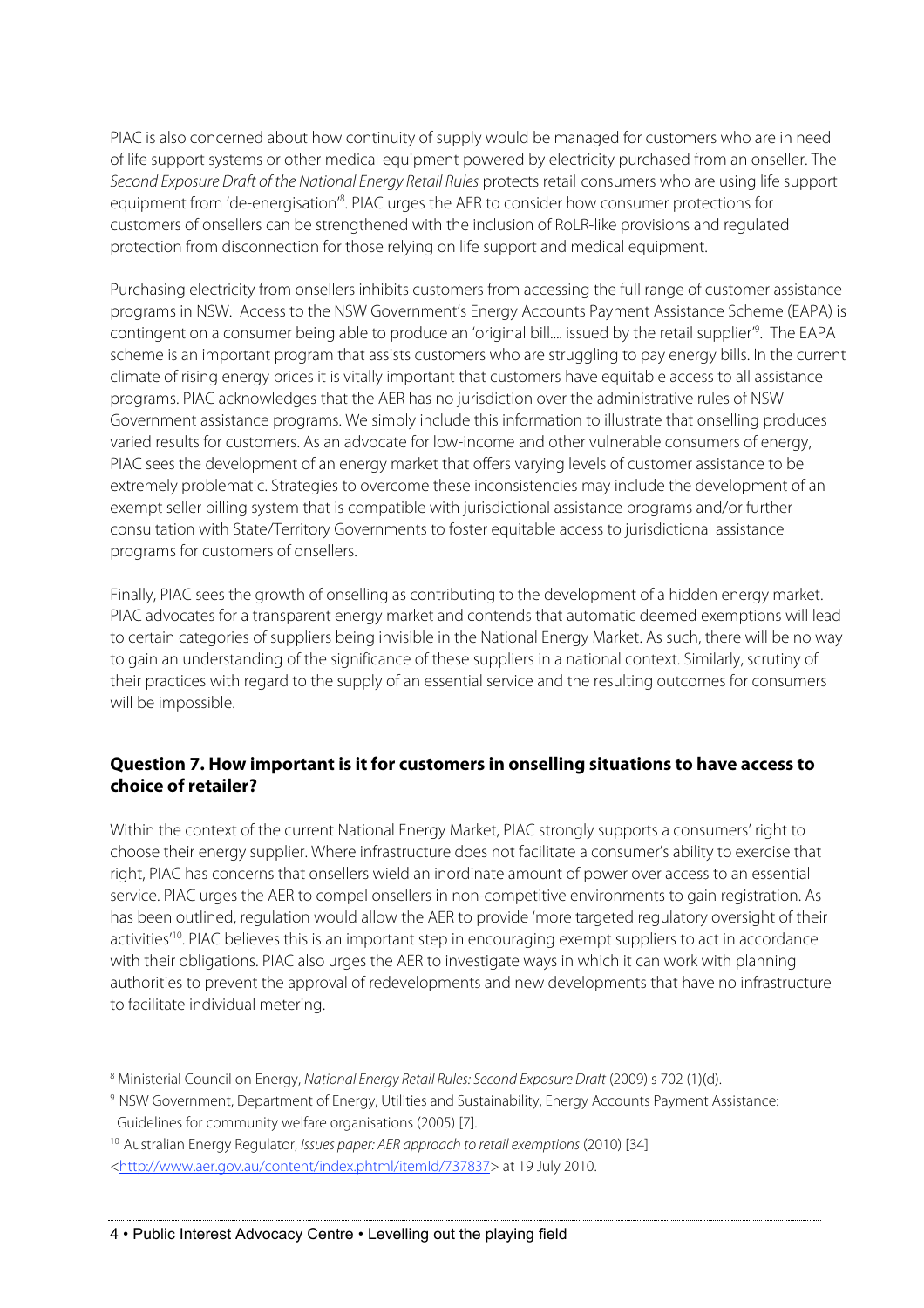PIAC is also concerned about how continuity of supply would be managed for customers who are in need of life support systems or other medical equipment powered by electricity purchased from an onseller. The *Second Exposure Draft of the National Energy Retail Rules* protects retail consumers who are using life support equipment from 'de-energisation'[8]. PIAC urges the AER to consider how consumer protections for customers of onsellers can be strengthened with the inclusion of RoLR-like provisions and regulated protection from disconnection for those relying on life support and medical equipment.

Purchasing electricity from onsellers inhibits customers from accessing the full range of customer assistance programs in NSW. Access to the NSW Government's Energy Accounts Payment Assistance Scheme (EAPA) is contingent on a consumer being able to produce an 'original bill.... issued by the retail supplier'[9]. The EAPA scheme is an important program that assists customers who are struggling to pay energy bills. In the current climate of rising energy prices it is vitally important that customers have equitable access to all assistance programs. PIAC acknowledges that the AER has no jurisdiction over the administrative rules of NSW Government assistance programs. We simply include this information to illustrate that onselling produces varied results for customers. As an advocate for low-income and other vulnerable consumers of energy, PIAC sees the development of an energy market that offers varying levels of customer assistance to be extremely problematic. Strategies to overcome these inconsistencies may include the development of an exempt seller billing system that is compatible with jurisdictional assistance programs and/or further consultation with State/Territory Governments to foster equitable access to jurisdictional assistance programs for customers of onsellers.

Finally, PIAC sees the growth of onselling as contributing to the development of a hidden energy market. PIAC advocates for a transparent energy market and contends that automatic deemed exemptions will lead to certain categories of suppliers being invisible in the National Energy Market. As such, there will be no way to gain an understanding of the significance of these suppliers in a national context. Similarly, scrutiny of their practices with regard to the supply of an essential service and the resulting outcomes for consumers will be impossible.

### Question 7. How important is it for customers in onselling situations to have access to choice of retailer?

Within the context of the current National Energy Market, PIAC strongly supports a consumers' right to choose their energy supplier. Where infrastructure does not facilitate a consumer's ability to exercise that right, PIAC has concerns that onsellers wield an inordinate amount of power over access to an essential service. PIAC urges the AER to compel onsellers in non-competitive environments to gain registration. As has been outlined, regulation would allow the AER to provide 'more targeted regulatory oversight of their activities'[10]. PIAC believes this is an important step in encouraging exempt suppliers to act in accordance with their obligations. PIAC also urges the AER to investigate ways in which it can work with planning authorities to prevent the approval of redevelopments and new developments that have no infrastructure to facilitate individual metering.

---

[8] Ministerial Council on Energy, *National Energy Retail Rules: Second Exposure Draft* (2009) s 702 (1)(d).

[9] NSW Government, Department of Energy, Utilities and Sustainability, Energy Accounts Payment Assistance: Guidelines for community welfare organisations (2005) [7].

[10] Australian Energy Regulator, *Issues paper: AER approach to retail exemptions* (2010) [34] <http://www.aer.gov.au/content/index.phtml/itemId/737837> at 19 July 2010.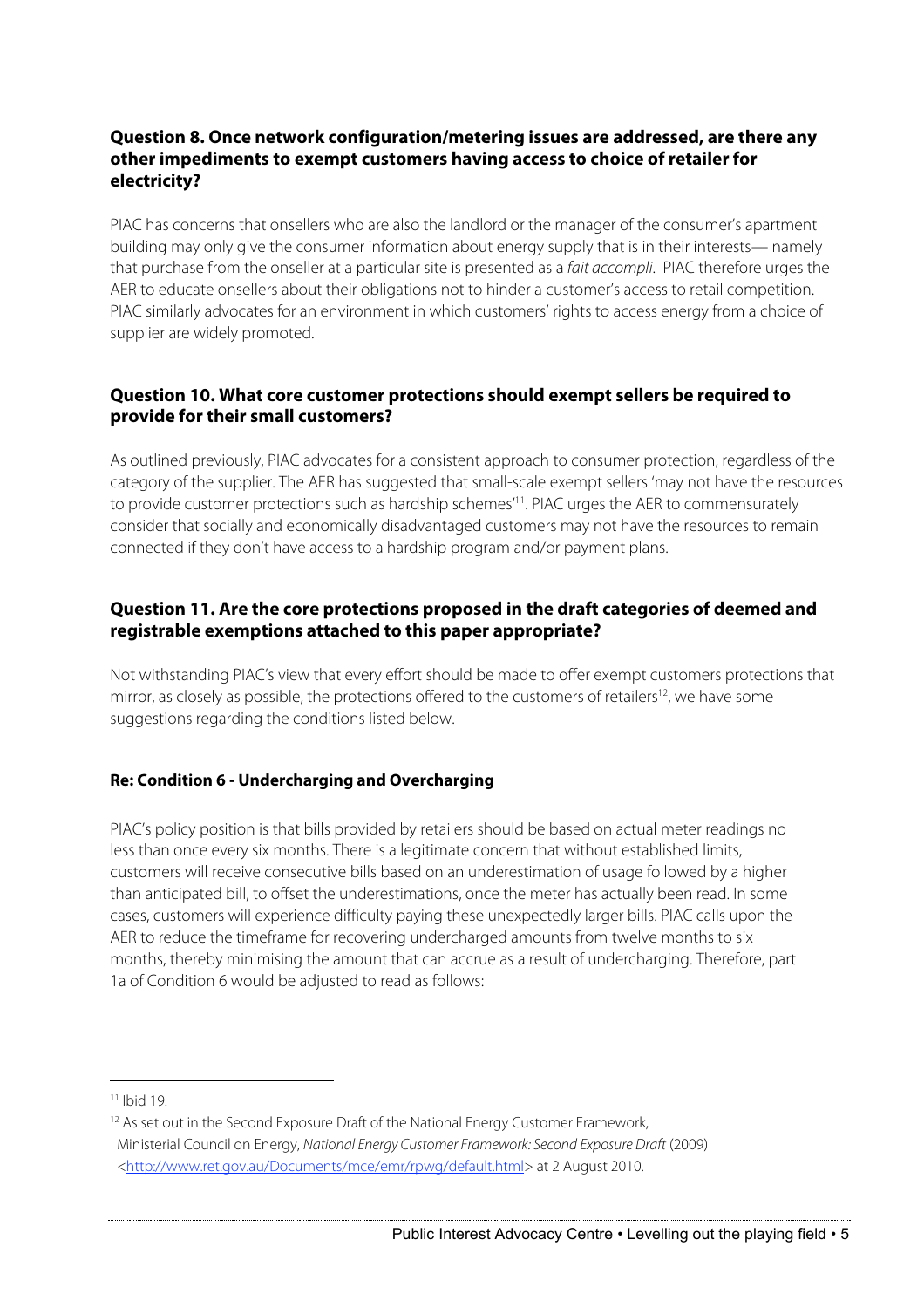### Question 8. Once network configuration/metering issues are addressed, are there any other impediments to exempt customers having access to choice of retailer for electricity?

PIAC has concerns that onsellers who are also the landlord or the manager of the consumer's apartment building may only give the consumer information about energy supply that is in their interests— namely that purchase from the onseller at a particular site is presented as a *fait accompli*. PIAC therefore urges the AER to educate onsellers about their obligations not to hinder a customer's access to retail competition. PIAC similarly advocates for an environment in which customers' rights to access energy from a choice of supplier are widely promoted.

### Question 10. What core customer protections should exempt sellers be required to provide for their small customers?

As outlined previously, PIAC advocates for a consistent approach to consumer protection, regardless of the category of the supplier. The AER has suggested that small-scale exempt sellers 'may not have the resources to provide customer protections such as hardship schemes'[11]. PIAC urges the AER to commensurately consider that socially and economically disadvantaged customers may not have the resources to remain connected if they don't have access to a hardship program and/or payment plans.

### Question 11. Are the core protections proposed in the draft categories of deemed and registrable exemptions attached to this paper appropriate?

Not withstanding PIAC's view that every effort should be made to offer exempt customers protections that mirror, as closely as possible, the protections offered to the customers of retailers[12], we have some suggestions regarding the conditions listed below.

#### Re: Condition 6 - Undercharging and Overcharging

PIAC's policy position is that bills provided by retailers should be based on actual meter readings no less than once every six months. There is a legitimate concern that without established limits, customers will receive consecutive bills based on an underestimation of usage followed by a higher than anticipated bill, to offset the underestimations, once the meter has actually been read. In some cases, customers will experience difficulty paying these unexpectedly larger bills. PIAC calls upon the AER to reduce the timeframe for recovering undercharged amounts from twelve months to six months, thereby minimising the amount that can accrue as a result of undercharging. Therefore, part 1a of Condition 6 would be adjusted to read as follows:

---

[11] Ibid 19.

[12] As set out in the Second Exposure Draft of the National Energy Customer Framework, Ministerial Council on Energy, *National Energy Customer Framework: Second Exposure Draft* (2009) <http://www.ret.gov.au/Documents/mce/emr/rpwg/default.html> at 2 August 2010.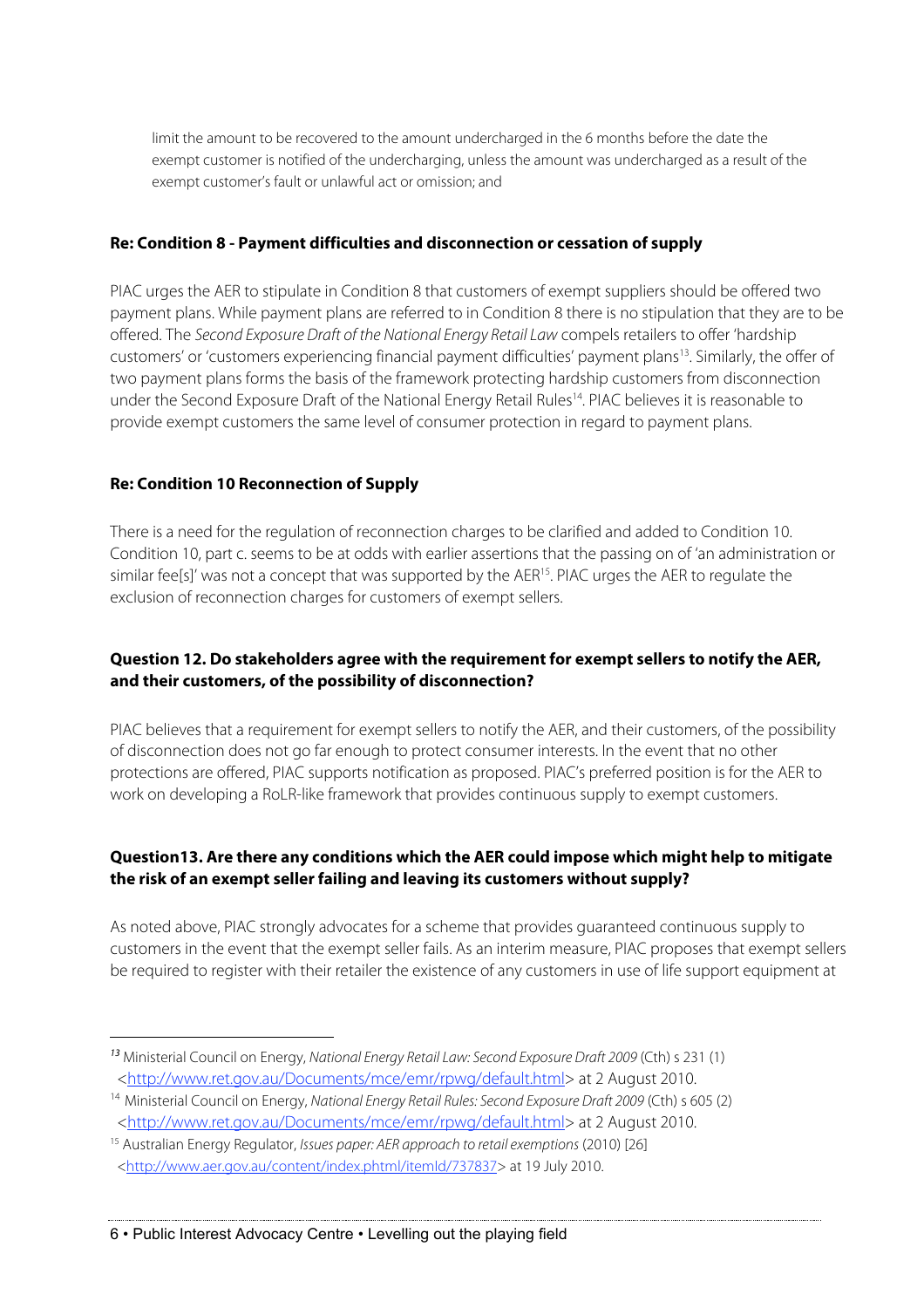limit the amount to be recovered to the amount undercharged in the 6 months before the date the exempt customer is notified of the undercharging, unless the amount was undercharged as a result of the exempt customer's fault or unlawful act or omission; and

**Re: Condition 8 - Payment difficulties and disconnection or cessation of supply**

PIAC urges the AER to stipulate in Condition 8 that customers of exempt suppliers should be offered two payment plans. While payment plans are referred to in Condition 8 there is no stipulation that they are to be offered. The *Second Exposure Draft of the National Energy Retail Law* compels retailers to offer 'hardship customers' or 'customers experiencing financial payment difficulties' payment plans[13]. Similarly, the offer of two payment plans forms the basis of the framework protecting hardship customers from disconnection under the Second Exposure Draft of the National Energy Retail Rules[14]. PIAC believes it is reasonable to provide exempt customers the same level of consumer protection in regard to payment plans.

**Re: Condition 10 Reconnection of Supply**

There is a need for the regulation of reconnection charges to be clarified and added to Condition 10. Condition 10, part c. seems to be at odds with earlier assertions that the passing on of 'an administration or similar fee[s]' was not a concept that was supported by the AER[15]. PIAC urges the AER to regulate the exclusion of reconnection charges for customers of exempt sellers.

**Question 12. Do stakeholders agree with the requirement for exempt sellers to notify the AER, and their customers, of the possibility of disconnection?**

PIAC believes that a requirement for exempt sellers to notify the AER, and their customers, of the possibility of disconnection does not go far enough to protect consumer interests. In the event that no other protections are offered, PIAC supports notification as proposed. PIAC's preferred position is for the AER to work on developing a RoLR-like framework that provides continuous supply to exempt customers.

**Question13. Are there any conditions which the AER could impose which might help to mitigate the risk of an exempt seller failing and leaving its customers without supply?**

As noted above, PIAC strongly advocates for a scheme that provides guaranteed continuous supply to customers in the event that the exempt seller fails. As an interim measure, PIAC proposes that exempt sellers be required to register with their retailer the existence of any customers in use of life support equipment at

---

[13] Ministerial Council on Energy, *National Energy Retail Law: Second Exposure Draft 2009* (Cth) s 231 (1) <http://www.ret.gov.au/Documents/mce/emr/rpwg/default.html> at 2 August 2010.

[14] Ministerial Council on Energy, *National Energy Retail Rules: Second Exposure Draft 2009* (Cth) s 605 (2) <http://www.ret.gov.au/Documents/mce/emr/rpwg/default.html> at 2 August 2010.

[15] Australian Energy Regulator, *Issues paper: AER approach to retail exemptions* (2010) [26] <http://www.aer.gov.au/content/index.phtml/itemId/737837> at 19 July 2010.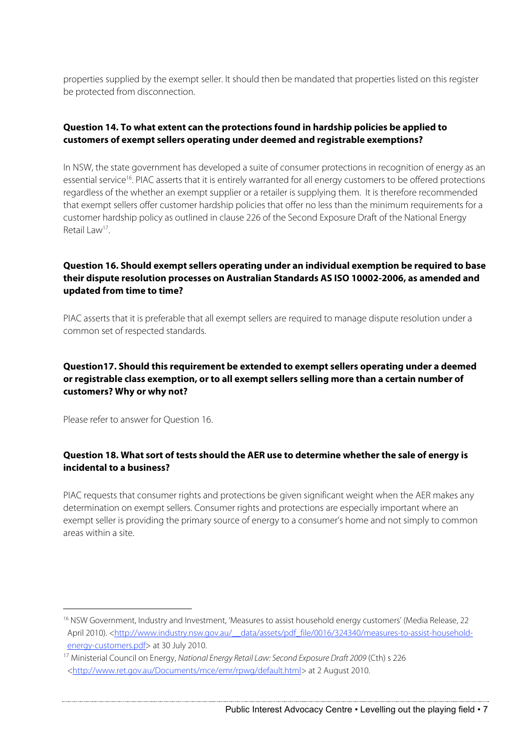properties supplied by the exempt seller. It should then be mandated that properties listed on this register be protected from disconnection.

**Question 14. To what extent can the protections found in hardship policies be applied to customers of exempt sellers operating under deemed and registrable exemptions?**

In NSW, the state government has developed a suite of consumer protections in recognition of energy as an essential service[16]. PIAC asserts that it is entirely warranted for all energy customers to be offered protections regardless of the whether an exempt supplier or a retailer is supplying them. It is therefore recommended that exempt sellers offer customer hardship policies that offer no less than the minimum requirements for a customer hardship policy as outlined in clause 226 of the Second Exposure Draft of the National Energy Retail Law[17].

**Question 16. Should exempt sellers operating under an individual exemption be required to base their dispute resolution processes on Australian Standards AS ISO 10002-2006, as amended and updated from time to time?**

PIAC asserts that it is preferable that all exempt sellers are required to manage dispute resolution under a common set of respected standards.

**Question17. Should this requirement be extended to exempt sellers operating under a deemed or registrable class exemption, or to all exempt sellers selling more than a certain number of customers? Why or why not?**

Please refer to answer for Question 16.

**Question 18. What sort of tests should the AER use to determine whether the sale of energy is incidental to a business?**

PIAC requests that consumer rights and protections be given significant weight when the AER makes any determination on exempt sellers. Consumer rights and protections are especially important where an exempt seller is providing the primary source of energy to a consumer's home and not simply to common areas within a site.

---

[16] NSW Government, Industry and Investment, 'Measures to assist household energy customers' (Media Release, 22 April 2010). <http://www.industry.nsw.gov.au/__data/assets/pdf_file/0016/324340/measures-to-assist-household-energy-customers.pdf> at 30 July 2010.

[17] Ministerial Council on Energy, *National Energy Retail Law: Second Exposure Draft 2009* (Cth) s 226 <http://www.ret.gov.au/Documents/mce/emr/rpwg/default.html> at 2 August 2010.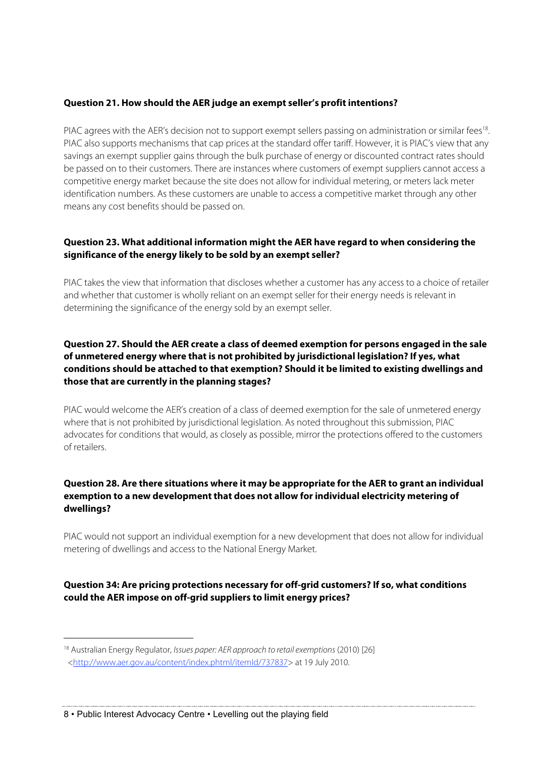**Question 21. How should the AER judge an exempt seller's profit intentions?**

PIAC agrees with the AER's decision not to support exempt sellers passing on administration or similar fees[18]. PIAC also supports mechanisms that cap prices at the standard offer tariff. However, it is PIAC's view that any savings an exempt supplier gains through the bulk purchase of energy or discounted contract rates should be passed on to their customers. There are instances where customers of exempt suppliers cannot access a competitive energy market because the site does not allow for individual metering, or meters lack meter identification numbers. As these customers are unable to access a competitive market through any other means any cost benefits should be passed on.

**Question 23. What additional information might the AER have regard to when considering the significance of the energy likely to be sold by an exempt seller?**

PIAC takes the view that information that discloses whether a customer has any access to a choice of retailer and whether that customer is wholly reliant on an exempt seller for their energy needs is relevant in determining the significance of the energy sold by an exempt seller.

**Question 27. Should the AER create a class of deemed exemption for persons engaged in the sale of unmetered energy where that is not prohibited by jurisdictional legislation? If yes, what conditions should be attached to that exemption? Should it be limited to existing dwellings and those that are currently in the planning stages?**

PIAC would welcome the AER's creation of a class of deemed exemption for the sale of unmetered energy where that is not prohibited by jurisdictional legislation. As noted throughout this submission, PIAC advocates for conditions that would, as closely as possible, mirror the protections offered to the customers of retailers.

**Question 28. Are there situations where it may be appropriate for the AER to grant an individual exemption to a new development that does not allow for individual electricity metering of dwellings?**

PIAC would not support an individual exemption for a new development that does not allow for individual metering of dwellings and access to the National Energy Market.

**Question 34: Are pricing protections necessary for off-grid customers? If so, what conditions could the AER impose on off-grid suppliers to limit energy prices?**

---

[18] Australian Energy Regulator, *Issues paper: AER approach to retail exemptions* (2010) [26] <http://www.aer.gov.au/content/index.phtml/itemId/737837> at 19 July 2010.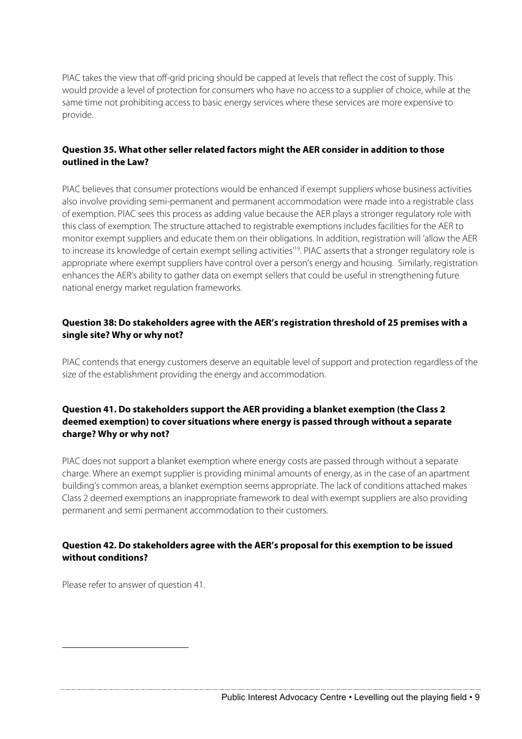PIAC takes the view that off-grid pricing should be capped at levels that reflect the cost of supply. This would provide a level of protection for consumers who have no access to a supplier of choice, while at the same time not prohibiting access to basic energy services where these services are more expensive to provide.

**Question 35. What other seller related factors might the AER consider in addition to those outlined in the Law?**

PIAC believes that consumer protections would be enhanced if exempt suppliers whose business activities also involve providing semi-permanent and permanent accommodation were made into a registrable class of exemption. PIAC sees this process as adding value because the AER plays a stronger regulatory role with this class of exemption. The structure attached to registrable exemptions includes facilities for the AER to monitor exempt suppliers and educate them on their obligations. In addition, registration will 'allow the AER to increase its knowledge of certain exempt selling activities'[19]. PIAC asserts that a stronger regulatory role is appropriate where exempt suppliers have control over a person's energy and housing. Similarly, registration enhances the AER's ability to gather data on exempt sellers that could be useful in strengthening future national energy market regulation frameworks.

**Question 38: Do stakeholders agree with the AER's registration threshold of 25 premises with a single site? Why or why not?**

PIAC contends that energy customers deserve an equitable level of support and protection regardless of the size of the establishment providing the energy and accommodation.

**Question 41. Do stakeholders support the AER providing a blanket exemption (the Class 2 deemed exemption) to cover situations where energy is passed through without a separate charge? Why or why not?**

PIAC does not support a blanket exemption where energy costs are passed through without a separate charge. Where an exempt supplier is providing minimal amounts of energy, as in the case of an apartment building's common areas, a blanket exemption seems appropriate. The lack of conditions attached makes Class 2 deemed exemptions an inappropriate framework to deal with exempt suppliers are also providing permanent and semi permanent accommodation to their customers.

**Question 42. Do stakeholders agree with the AER's proposal for this exemption to be issued without conditions?**

Please refer to answer of question 41.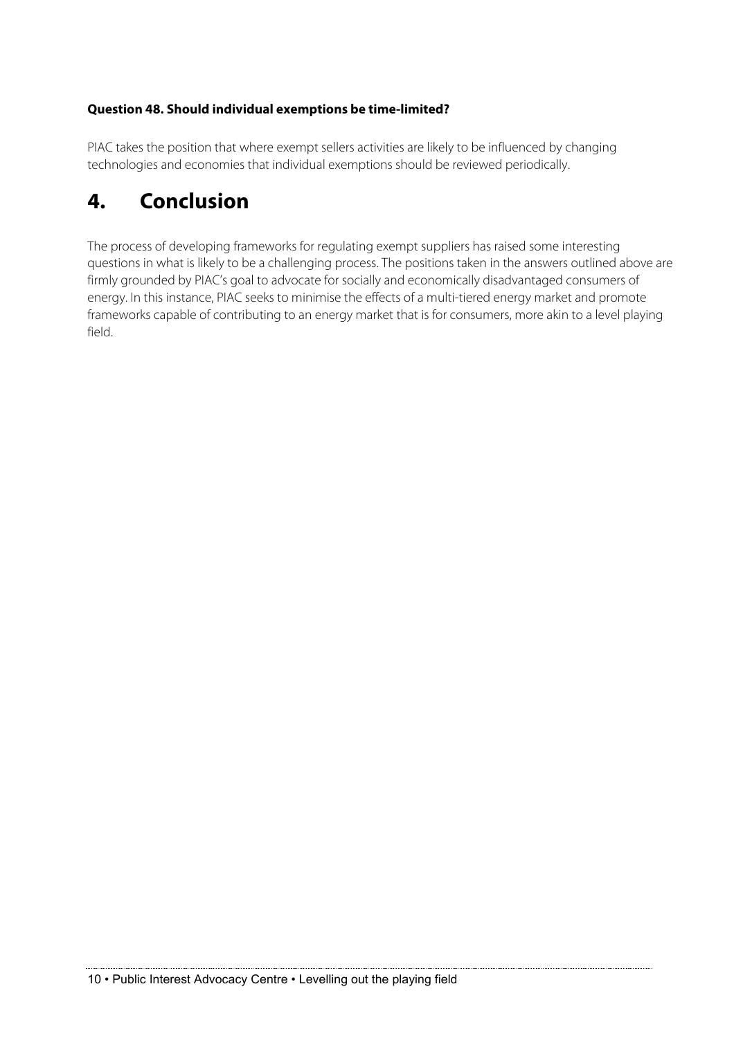**Question 48. Should individual exemptions be time-limited?**

PIAC takes the position that where exempt sellers activities are likely to be influenced by changing technologies and economies that individual exemptions should be reviewed periodically.

# 4. Conclusion

The process of developing frameworks for regulating exempt suppliers has raised some interesting questions in what is likely to be a challenging process. The positions taken in the answers outlined above are firmly grounded by PIAC's goal to advocate for socially and economically disadvantaged consumers of energy. In this instance, PIAC seeks to minimise the effects of a multi-tiered energy market and promote frameworks capable of contributing to an energy market that is for consumers, more akin to a level playing field.